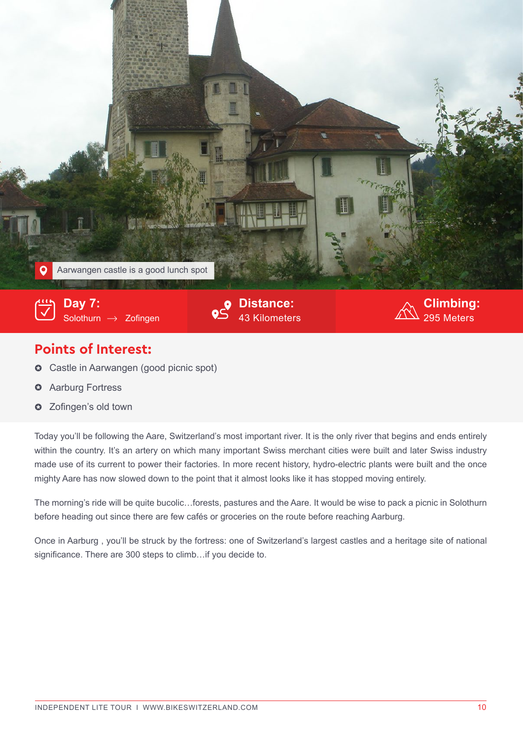Aarwangen castle is a good lunch spot

**Day 7:** Solothurn → Zofingen

**Distance:** 43 Kilometers

**Climbing:** 295 Meters

## Points of Interest:

- Castle in Aarwangen (good picnic spot)
- Aarburg Fortress
- Zofingen's old town

Today you'll be following the Aare, Switzerland's most important river. It is the only river that begins and ends entirely within the country. It's an artery on which many important Swiss merchant cities were built and later Swiss industry made use of its current to power their factories. In more recent history, hydro-electric plants were built and the once mighty Aare has now slowed down to the point that it almost looks like it has stopped moving entirely.

The morning's ride will be quite bucolic…forests, pastures and the Aare. It would be wise to pack a picnic in Solothurn before heading out since there are few cafés or groceries on the route before reaching Aarburg.

Once in Aarburg , you'll be struck by the fortress: one of Switzerland's largest castles and a heritage site of national significance. There are 300 steps to climb…if you decide to.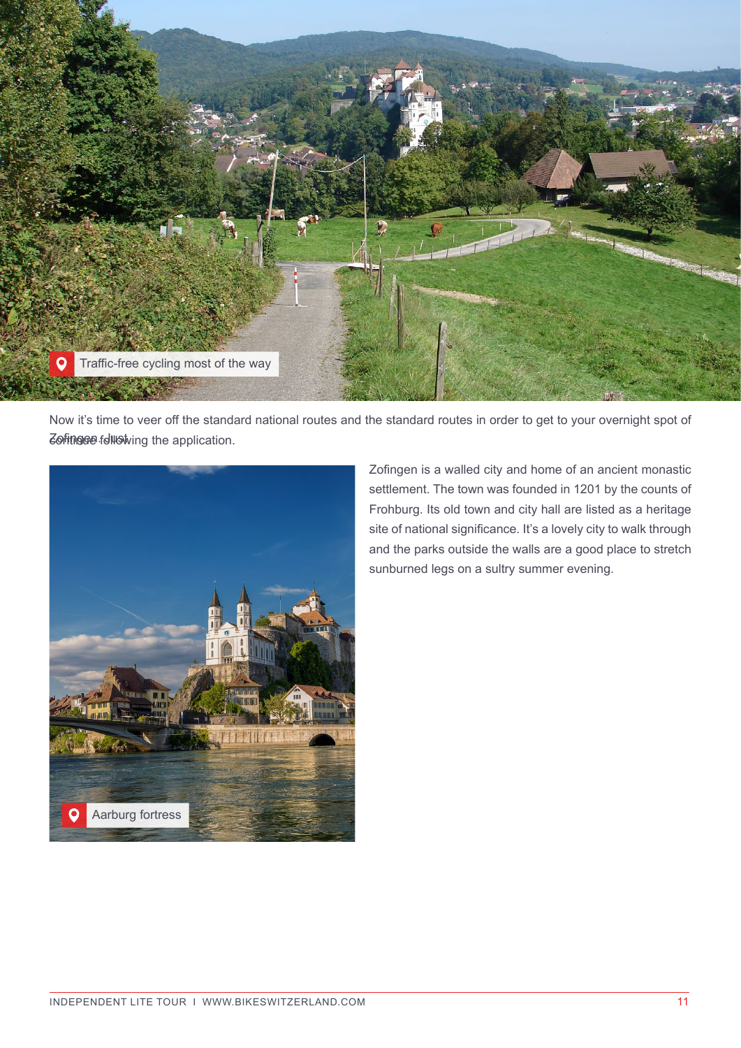Traffic-free cycling most of the way

Now it's time to veer off the standard national routes and the standard routes in order to get to your overnight spot of Zofingen. Just continue following the application.

Aarburg fortress

Zofingen is a walled city and home of an ancient monastic settlement. The town was founded in 1201 by the counts of Frohburg. Its old town and city hall are listed as a heritage site of national significance. It's a lovely city to walk through and the parks outside the walls are a good place to stretch sunburned legs on a sultry summer evening.